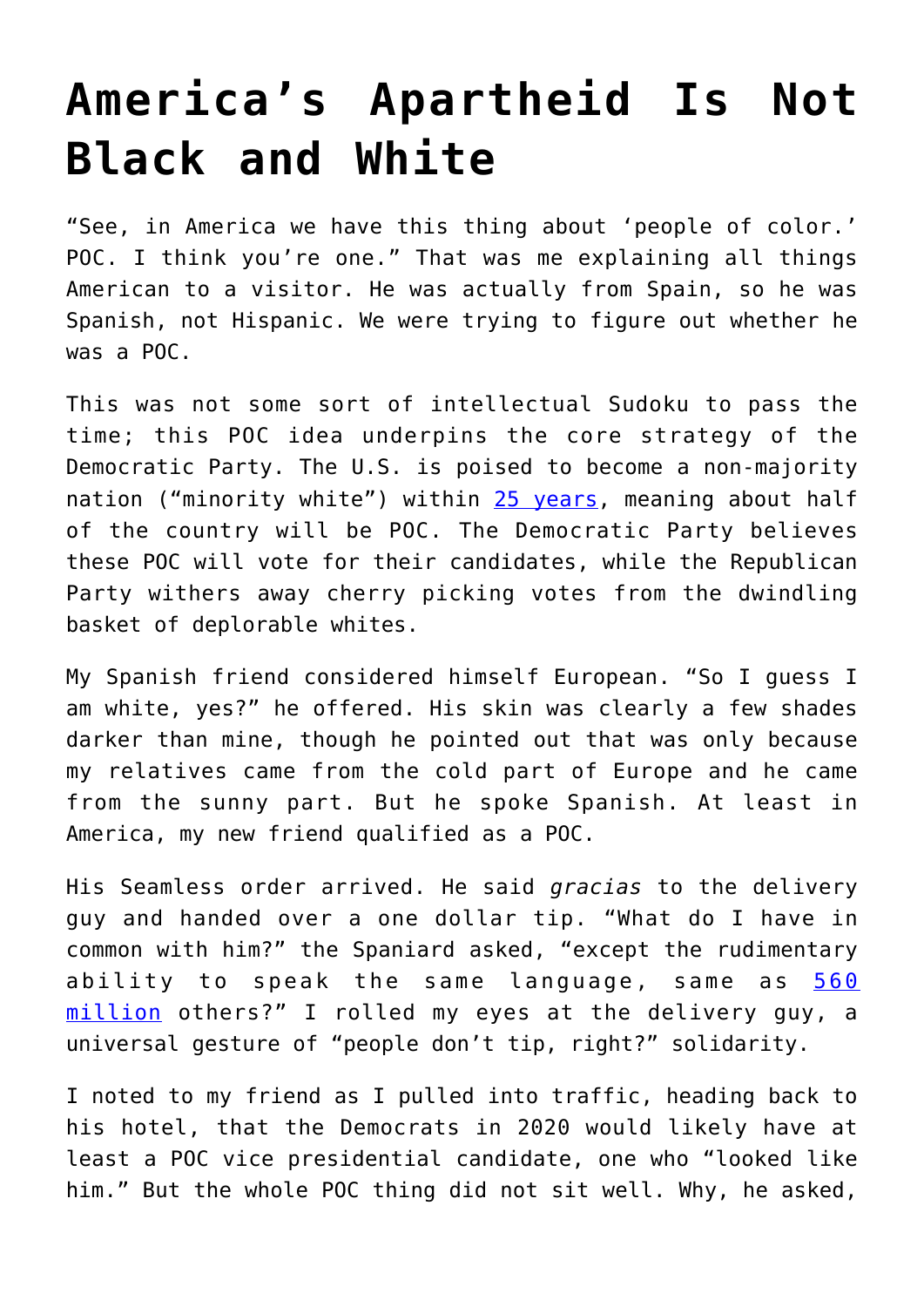# America's Apartheid Is Not Black and White

"See, in America we have this thing about 'people of color.' POC. I think you're one." That was me explaining all things American to a visitor. He was actually from Spain, so he was Spanish, not Hispanic. We were trying to figure out whether he was a POC.

This was not some sort of intellectual Sudoku to pass the time; this POC idea underpins the core strategy of the Democratic Party. The U.S. is poised to become a non-majority nation ("minority white") within [25 years](), meaning about half of the country will be POC. The Democratic Party believes these POC will vote for their candidates, while the Republican Party withers away cherry picking votes from the dwindling basket of deplorable whites.

My Spanish friend considered himself European. "So I guess I am white, yes?" he offered. His skin was clearly a few shades darker than mine, though he pointed out that was only because my relatives came from the cold part of Europe and he came from the sunny part. But he spoke Spanish. At least in America, my new friend qualified as a POC.

His Seamless order arrived. He said *gracias* to the delivery guy and handed over a one dollar tip. "What do I have in common with him?" the Spaniard asked, "except the rudimentary ability to speak the same language, same as [560 million]() others?" I rolled my eyes at the delivery guy, a universal gesture of "people don't tip, right?" solidarity.

I noted to my friend as I pulled into traffic, heading back to his hotel, that the Democrats in 2020 would likely have at least a POC vice presidential candidate, one who "looked like him." But the whole POC thing did not sit well. Why, he asked,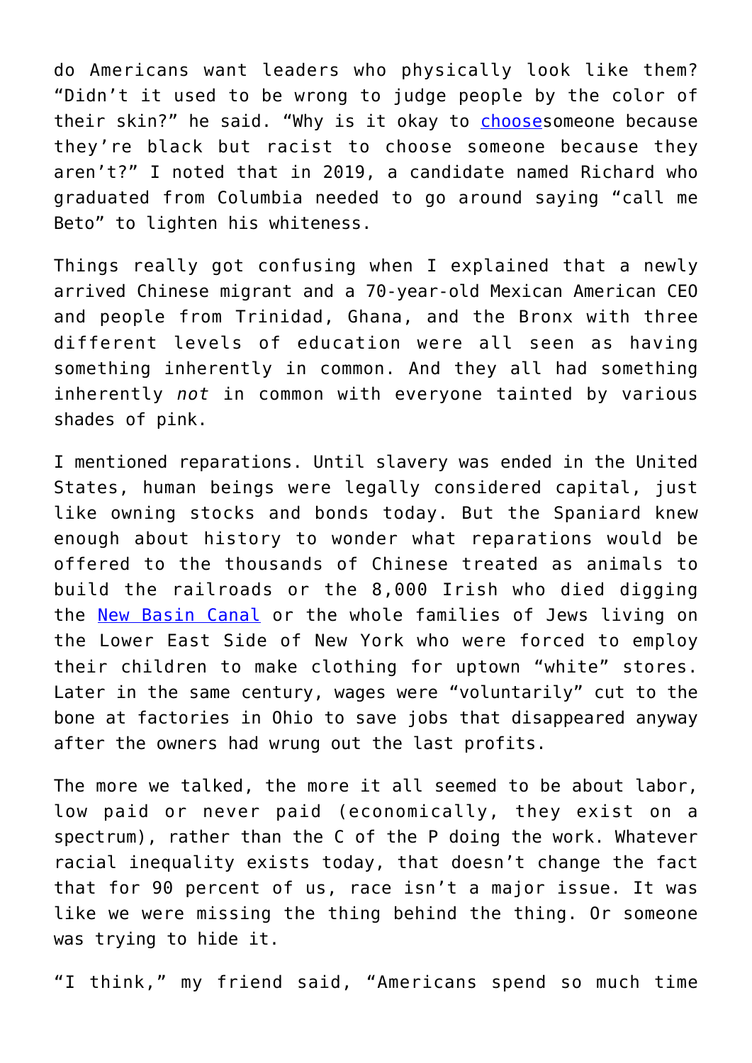do Americans want leaders who physically look like them? “Didn’t it used to be wrong to judge people by the color of their skin?” he said. “Why is it okay to choosesomeone because they’re black but racist to choose someone because they aren’t?” I noted that in 2019, a candidate named Richard who graduated from Columbia needed to go around saying “call me Beto” to lighten his whiteness.

Things really got confusing when I explained that a newly arrived Chinese migrant and a 70-year-old Mexican American CEO and people from Trinidad, Ghana, and the Bronx with three different levels of education were all seen as having something inherently in common. And they all had something inherently *not* in common with everyone tainted by various shades of pink.

I mentioned reparations. Until slavery was ended in the United States, human beings were legally considered capital, just like owning stocks and bonds today. But the Spaniard knew enough about history to wonder what reparations would be offered to the thousands of Chinese treated as animals to build the railroads or the 8,000 Irish who died digging the New Basin Canal or the whole families of Jews living on the Lower East Side of New York who were forced to employ their children to make clothing for uptown “white” stores. Later in the same century, wages were “voluntarily” cut to the bone at factories in Ohio to save jobs that disappeared anyway after the owners had wrung out the last profits.

The more we talked, the more it all seemed to be about labor, low paid or never paid (economically, they exist on a spectrum), rather than the C of the P doing the work. Whatever racial inequality exists today, that doesn’t change the fact that for 90 percent of us, race isn’t a major issue. It was like we were missing the thing behind the thing. Or someone was trying to hide it.

“I think,” my friend said, “Americans spend so much time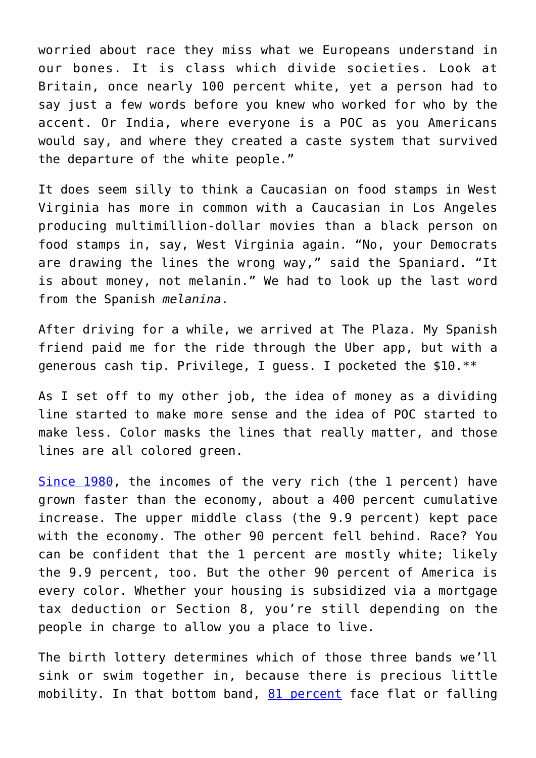worried about race they miss what we Europeans understand in our bones. It is class which divide societies. Look at Britain, once nearly 100 percent white, yet a person had to say just a few words before you knew who worked for who by the accent. Or India, where everyone is a POC as you Americans would say, and where they created a caste system that survived the departure of the white people."

It does seem silly to think a Caucasian on food stamps in West Virginia has more in common with a Caucasian in Los Angeles producing multimillion-dollar movies than a black person on food stamps in, say, West Virginia again. "No, your Democrats are drawing the lines the wrong way," said the Spaniard. "It is about money, not melanin." We had to look up the last word from the Spanish *melanina*.

After driving for a while, we arrived at The Plaza. My Spanish friend paid me for the ride through the Uber app, but with a generous cash tip. Privilege, I guess. I pocketed the $10.**

As I set off to my other job, the idea of money as a dividing line started to make more sense and the idea of POC started to make less. Color masks the lines that really matter, and those lines are all colored green.

[Since 1980](), the incomes of the very rich (the 1 percent) have grown faster than the economy, about a 400 percent cumulative increase. The upper middle class (the 9.9 percent) kept pace with the economy. The other 90 percent fell behind. Race? You can be confident that the 1 percent are mostly white; likely the 9.9 percent, too. But the other 90 percent of America is every color. Whether your housing is subsidized via a mortgage tax deduction or Section 8, you're still depending on the people in charge to allow you a place to live.

The birth lottery determines which of those three bands we'll sink or swim together in, because there is precious little mobility. In that bottom band, [81 percent]() face flat or falling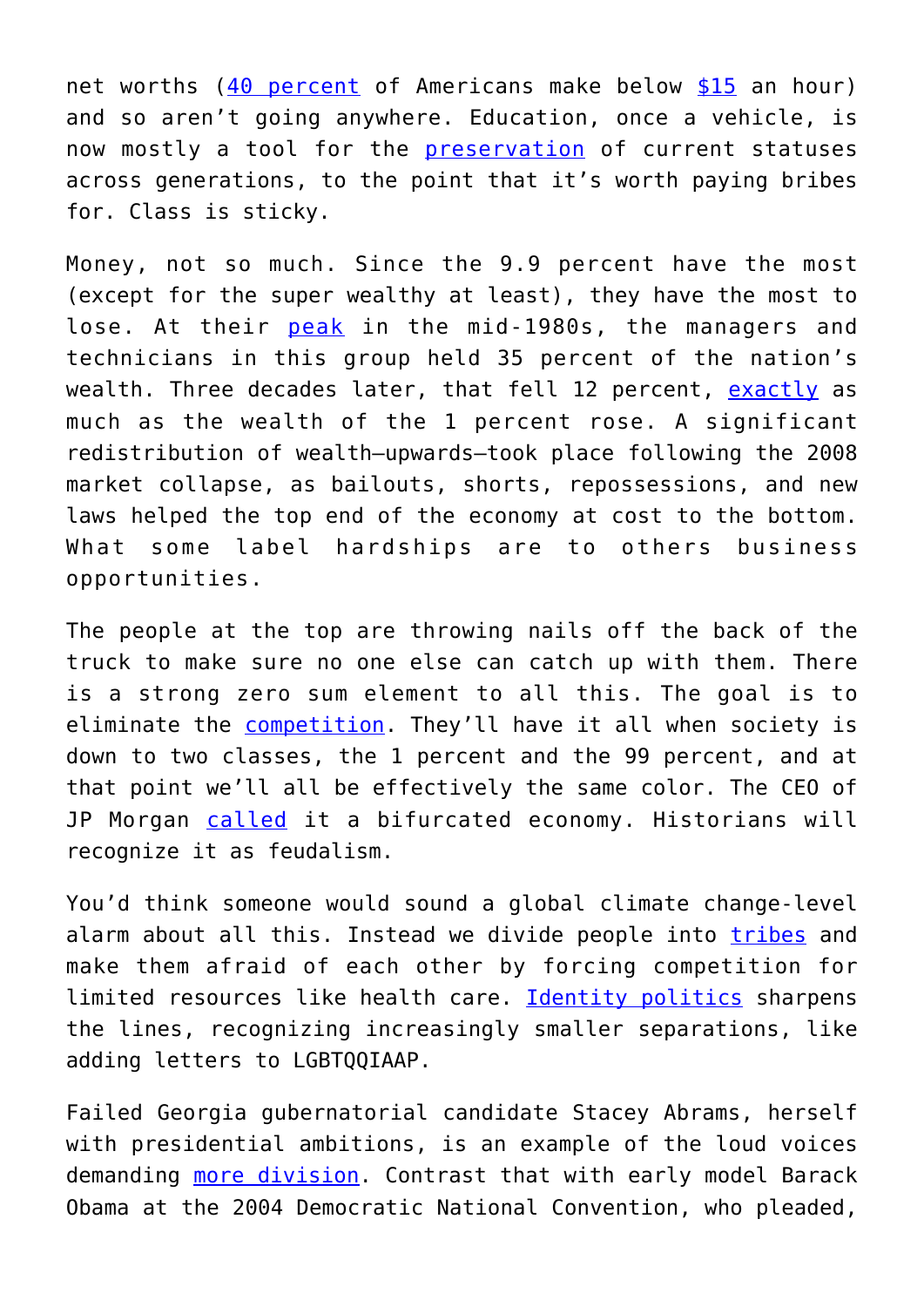net worths (40 percent of Americans make below $15 an hour) and so aren't going anywhere. Education, once a vehicle, is now mostly a tool for the preservation of current statuses across generations, to the point that it's worth paying bribes for. Class is sticky.

Money, not so much. Since the 9.9 percent have the most (except for the super wealthy at least), they have the most to lose. At their peak in the mid-1980s, the managers and technicians in this group held 35 percent of the nation's wealth. Three decades later, that fell 12 percent, exactly as much as the wealth of the 1 percent rose. A significant redistribution of wealth—upwards—took place following the 2008 market collapse, as bailouts, shorts, repossessions, and new laws helped the top end of the economy at cost to the bottom. What some label hardships are to others business opportunities.

The people at the top are throwing nails off the back of the truck to make sure no one else can catch up with them. There is a strong zero sum element to all this. The goal is to eliminate the competition. They'll have it all when society is down to two classes, the 1 percent and the 99 percent, and at that point we'll all be effectively the same color. The CEO of JP Morgan called it a bifurcated economy. Historians will recognize it as feudalism.

You'd think someone would sound a global climate change-level alarm about all this. Instead we divide people into tribes and make them afraid of each other by forcing competition for limited resources like health care. Identity politics sharpens the lines, recognizing increasingly smaller separations, like adding letters to LGBTQQIAAP.

Failed Georgia gubernatorial candidate Stacey Abrams, herself with presidential ambitions, is an example of the loud voices demanding more division. Contrast that with early model Barack Obama at the 2004 Democratic National Convention, who pleaded,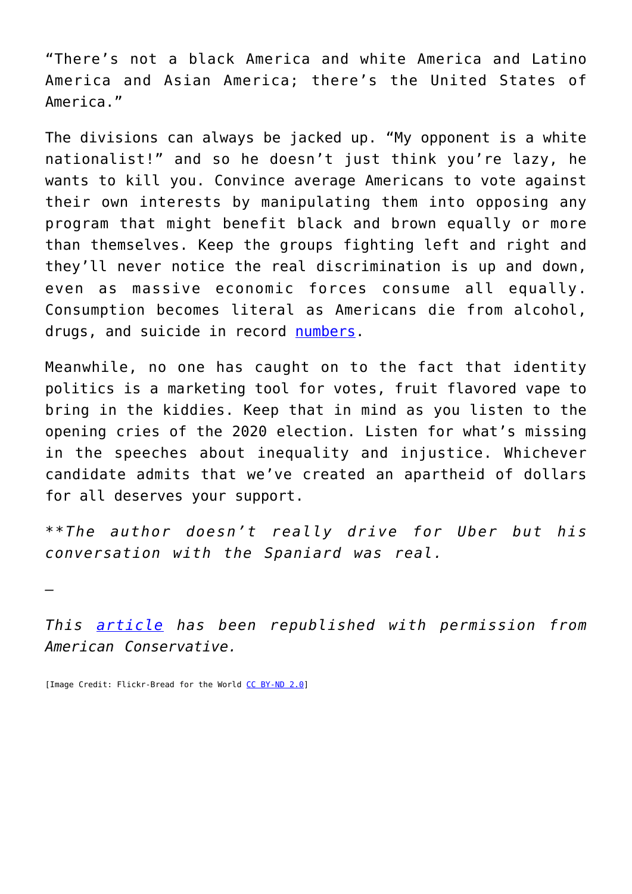"There's not a black America and white America and Latino America and Asian America; there's the United States of America."

The divisions can always be jacked up. "My opponent is a white nationalist!" and so he doesn't just think you're lazy, he wants to kill you. Convince average Americans to vote against their own interests by manipulating them into opposing any program that might benefit black and brown equally or more than themselves. Keep the groups fighting left and right and they'll never notice the real discrimination is up and down, even as massive economic forces consume all equally. Consumption becomes literal as Americans die from alcohol, drugs, and suicide in record numbers.

Meanwhile, no one has caught on to the fact that identity politics is a marketing tool for votes, fruit flavored vape to bring in the kiddies. Keep that in mind as you listen to the opening cries of the 2020 election. Listen for what's missing in the speeches about inequality and injustice. Whichever candidate admits that we've created an apartheid of dollars for all deserves your support.

*\*\*The author doesn't really drive for Uber but his conversation with the Spaniard was real.*

—

*This article has been republished with permission from American Conservative.*

[Image Credit: Flickr-Bread for the World CC BY-ND 2.0]